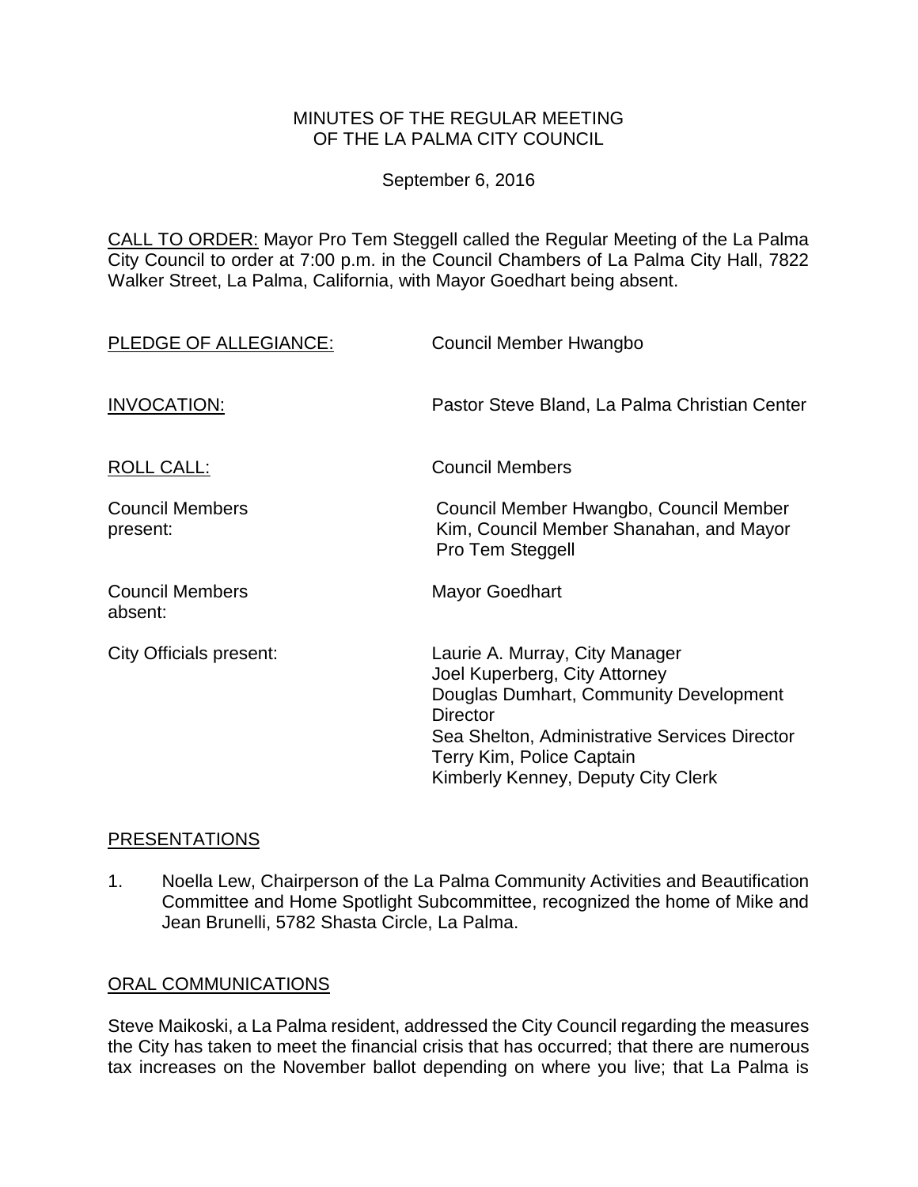MINUTES OF THE REGULAR MEETING
OF THE LA PALMA CITY COUNCIL

September 6, 2016

CALL TO ORDER: Mayor Pro Tem Steggell called the Regular Meeting of the La Palma City Council to order at 7:00 p.m. in the Council Chambers of La Palma City Hall, 7822 Walker Street, La Palma, California, with Mayor Goedhart being absent.

| | |
|---|---|
| PLEDGE OF ALLEGIANCE: | Council Member Hwangbo |
| INVOCATION: | Pastor Steve Bland, La Palma Christian Center |
| ROLL CALL: | Council Members |
| Council Members present: | Council Member Hwangbo, Council Member Kim, Council Member Shanahan, and Mayor Pro Tem Steggell |
| Council Members absent: | Mayor Goedhart |
| City Officials present: | Laurie A. Murray, City Manager<br>Joel Kuperberg, City Attorney<br>Douglas Dumhart, Community Development Director<br>Sea Shelton, Administrative Services Director<br>Terry Kim, Police Captain<br>Kimberly Kenney, Deputy City Clerk |

## PRESENTATIONS

1. Noella Lew, Chairperson of the La Palma Community Activities and Beautification Committee and Home Spotlight Subcommittee, recognized the home of Mike and Jean Brunelli, 5782 Shasta Circle, La Palma.

## ORAL COMMUNICATIONS

Steve Maikoski, a La Palma resident, addressed the City Council regarding the measures the City has taken to meet the financial crisis that has occurred; that there are numerous tax increases on the November ballot depending on where you live; that La Palma is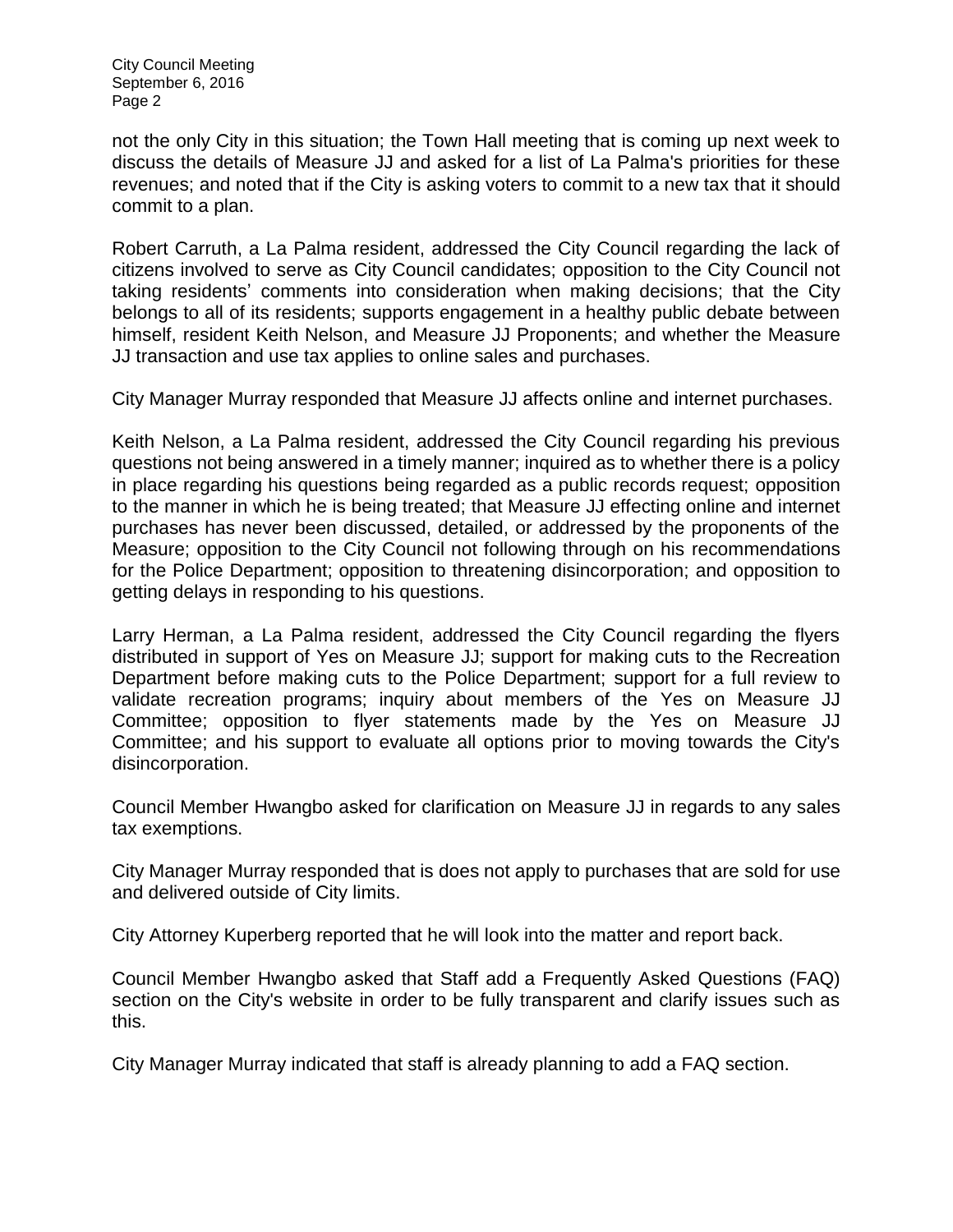not the only City in this situation; the Town Hall meeting that is coming up next week to discuss the details of Measure JJ and asked for a list of La Palma's priorities for these revenues; and noted that if the City is asking voters to commit to a new tax that it should commit to a plan.

Robert Carruth, a La Palma resident, addressed the City Council regarding the lack of citizens involved to serve as City Council candidates; opposition to the City Council not taking residents' comments into consideration when making decisions; that the City belongs to all of its residents; supports engagement in a healthy public debate between himself, resident Keith Nelson, and Measure JJ Proponents; and whether the Measure JJ transaction and use tax applies to online sales and purchases.

City Manager Murray responded that Measure JJ affects online and internet purchases.

Keith Nelson, a La Palma resident, addressed the City Council regarding his previous questions not being answered in a timely manner; inquired as to whether there is a policy in place regarding his questions being regarded as a public records request; opposition to the manner in which he is being treated; that Measure JJ effecting online and internet purchases has never been discussed, detailed, or addressed by the proponents of the Measure; opposition to the City Council not following through on his recommendations for the Police Department; opposition to threatening disincorporation; and opposition to getting delays in responding to his questions.

Larry Herman, a La Palma resident, addressed the City Council regarding the flyers distributed in support of Yes on Measure JJ; support for making cuts to the Recreation Department before making cuts to the Police Department; support for a full review to validate recreation programs; inquiry about members of the Yes on Measure JJ Committee; opposition to flyer statements made by the Yes on Measure JJ Committee; and his support to evaluate all options prior to moving towards the City's disincorporation.

Council Member Hwangbo asked for clarification on Measure JJ in regards to any sales tax exemptions.

City Manager Murray responded that is does not apply to purchases that are sold for use and delivered outside of City limits.

City Attorney Kuperberg reported that he will look into the matter and report back.

Council Member Hwangbo asked that Staff add a Frequently Asked Questions (FAQ) section on the City's website in order to be fully transparent and clarify issues such as this.

City Manager Murray indicated that staff is already planning to add a FAQ section.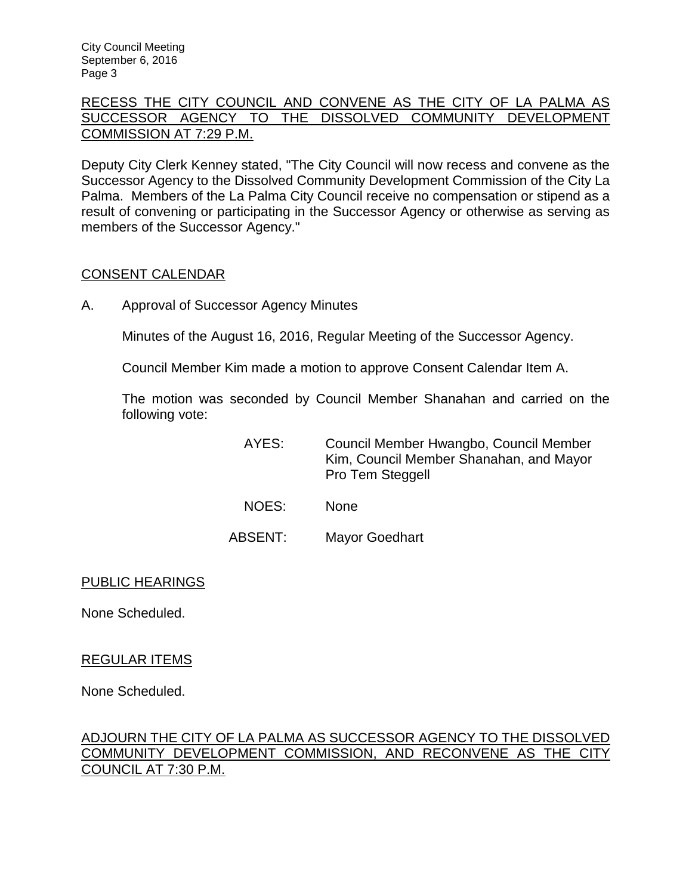RECESS THE CITY COUNCIL AND CONVENE AS THE CITY OF LA PALMA AS SUCCESSOR AGENCY TO THE DISSOLVED COMMUNITY DEVELOPMENT COMMISSION AT 7:29 P.M.

Deputy City Clerk Kenney stated, "The City Council will now recess and convene as the Successor Agency to the Dissolved Community Development Commission of the City La Palma. Members of the La Palma City Council receive no compensation or stipend as a result of convening or participating in the Successor Agency or otherwise as serving as members of the Successor Agency."

CONSENT CALENDAR

A. Approval of Successor Agency Minutes

Minutes of the August 16, 2016, Regular Meeting of the Successor Agency.

Council Member Kim made a motion to approve Consent Calendar Item A.

The motion was seconded by Council Member Shanahan and carried on the following vote:

AYES: Council Member Hwangbo, Council Member Kim, Council Member Shanahan, and Mayor Pro Tem Steggell

NOES: None

ABSENT: Mayor Goedhart

PUBLIC HEARINGS

None Scheduled.

REGULAR ITEMS

None Scheduled.

ADJOURN THE CITY OF LA PALMA AS SUCCESSOR AGENCY TO THE DISSOLVED COMMUNITY DEVELOPMENT COMMISSION, AND RECONVENE AS THE CITY COUNCIL AT 7:30 P.M.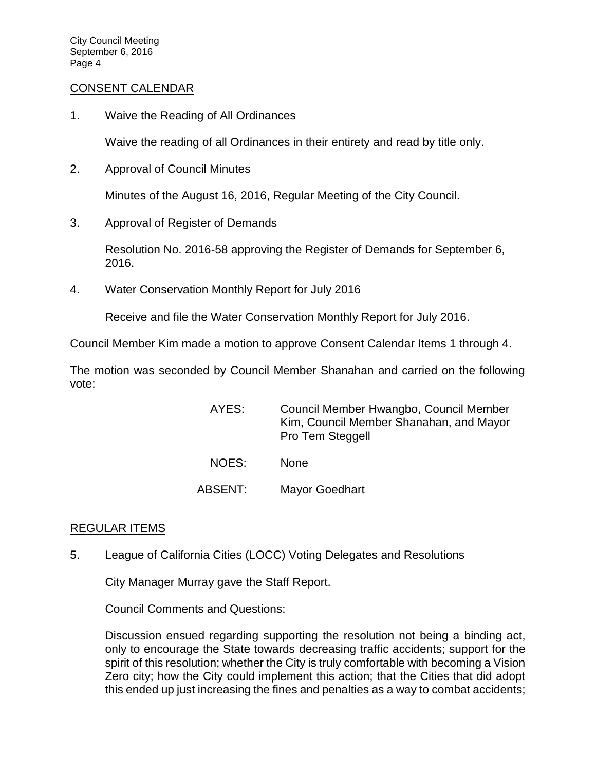## CONSENT CALENDAR

1. Waive the Reading of All Ordinances

   Waive the reading of all Ordinances in their entirety and read by title only.

2. Approval of Council Minutes

   Minutes of the August 16, 2016, Regular Meeting of the City Council.

3. Approval of Register of Demands

   Resolution No. 2016-58 approving the Register of Demands for September 6, 2016.

4. Water Conservation Monthly Report for July 2016

   Receive and file the Water Conservation Monthly Report for July 2016.

Council Member Kim made a motion to approve Consent Calendar Items 1 through 4.

The motion was seconded by Council Member Shanahan and carried on the following vote:

AYES: Council Member Hwangbo, Council Member Kim, Council Member Shanahan, and Mayor Pro Tem Steggell

NOES: None

ABSENT: Mayor Goedhart

## REGULAR ITEMS

5. League of California Cities (LOCC) Voting Delegates and Resolutions

   City Manager Murray gave the Staff Report.

   Council Comments and Questions:

   Discussion ensued regarding supporting the resolution not being a binding act, only to encourage the State towards decreasing traffic accidents; support for the spirit of this resolution; whether the City is truly comfortable with becoming a Vision Zero city; how the City could implement this action; that the Cities that did adopt this ended up just increasing the fines and penalties as a way to combat accidents;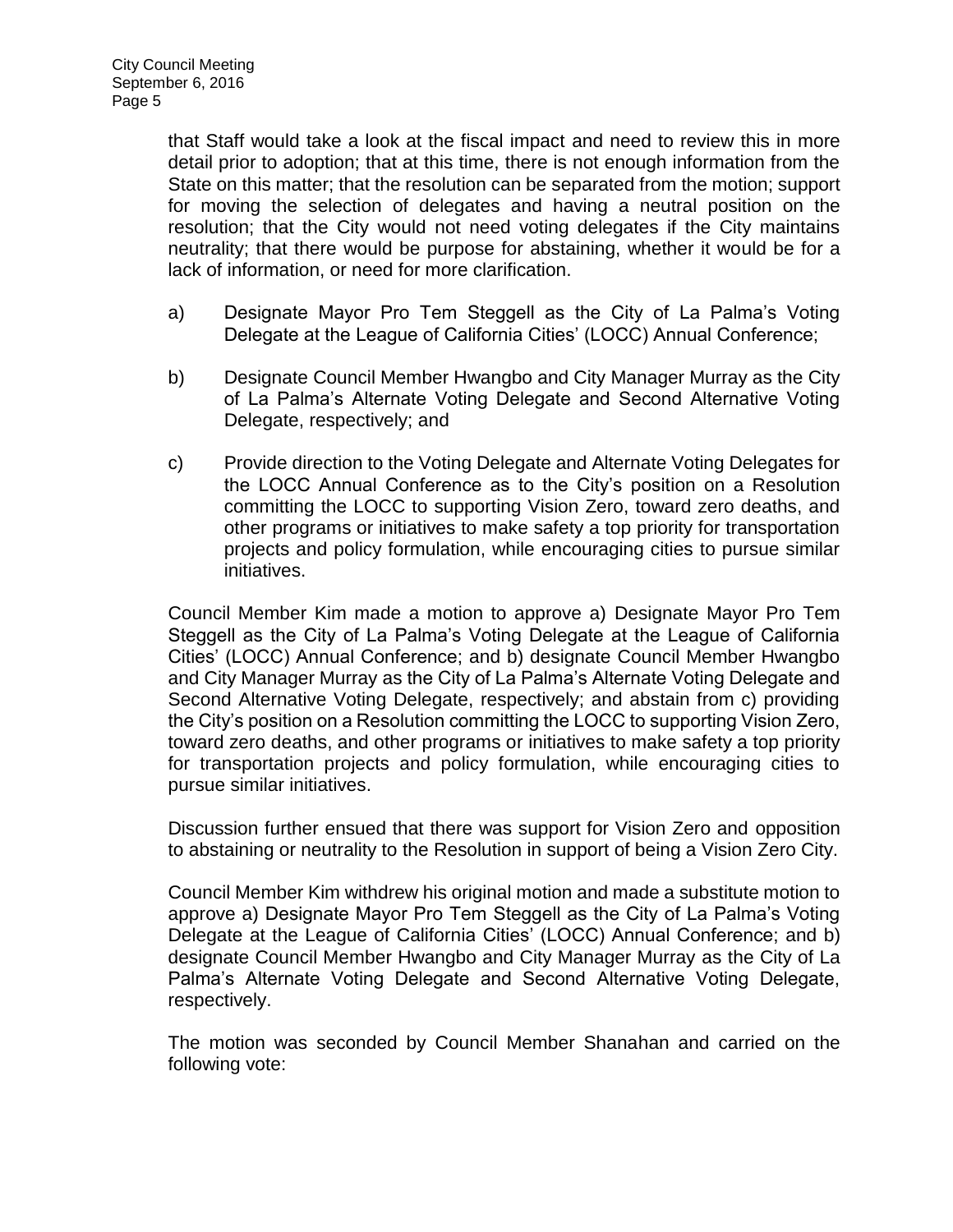that Staff would take a look at the fiscal impact and need to review this in more detail prior to adoption; that at this time, there is not enough information from the State on this matter; that the resolution can be separated from the motion; support for moving the selection of delegates and having a neutral position on the resolution; that the City would not need voting delegates if the City maintains neutrality; that there would be purpose for abstaining, whether it would be for a lack of information, or need for more clarification.

a) Designate Mayor Pro Tem Steggell as the City of La Palma's Voting Delegate at the League of California Cities' (LOCC) Annual Conference;

b) Designate Council Member Hwangbo and City Manager Murray as the City of La Palma's Alternate Voting Delegate and Second Alternative Voting Delegate, respectively; and

c) Provide direction to the Voting Delegate and Alternate Voting Delegates for the LOCC Annual Conference as to the City's position on a Resolution committing the LOCC to supporting Vision Zero, toward zero deaths, and other programs or initiatives to make safety a top priority for transportation projects and policy formulation, while encouraging cities to pursue similar initiatives.

Council Member Kim made a motion to approve a) Designate Mayor Pro Tem Steggell as the City of La Palma's Voting Delegate at the League of California Cities' (LOCC) Annual Conference; and b) designate Council Member Hwangbo and City Manager Murray as the City of La Palma's Alternate Voting Delegate and Second Alternative Voting Delegate, respectively; and abstain from c) providing the City's position on a Resolution committing the LOCC to supporting Vision Zero, toward zero deaths, and other programs or initiatives to make safety a top priority for transportation projects and policy formulation, while encouraging cities to pursue similar initiatives.

Discussion further ensued that there was support for Vision Zero and opposition to abstaining or neutrality to the Resolution in support of being a Vision Zero City.

Council Member Kim withdrew his original motion and made a substitute motion to approve a) Designate Mayor Pro Tem Steggell as the City of La Palma's Voting Delegate at the League of California Cities' (LOCC) Annual Conference; and b) designate Council Member Hwangbo and City Manager Murray as the City of La Palma's Alternate Voting Delegate and Second Alternative Voting Delegate, respectively.

The motion was seconded by Council Member Shanahan and carried on the following vote: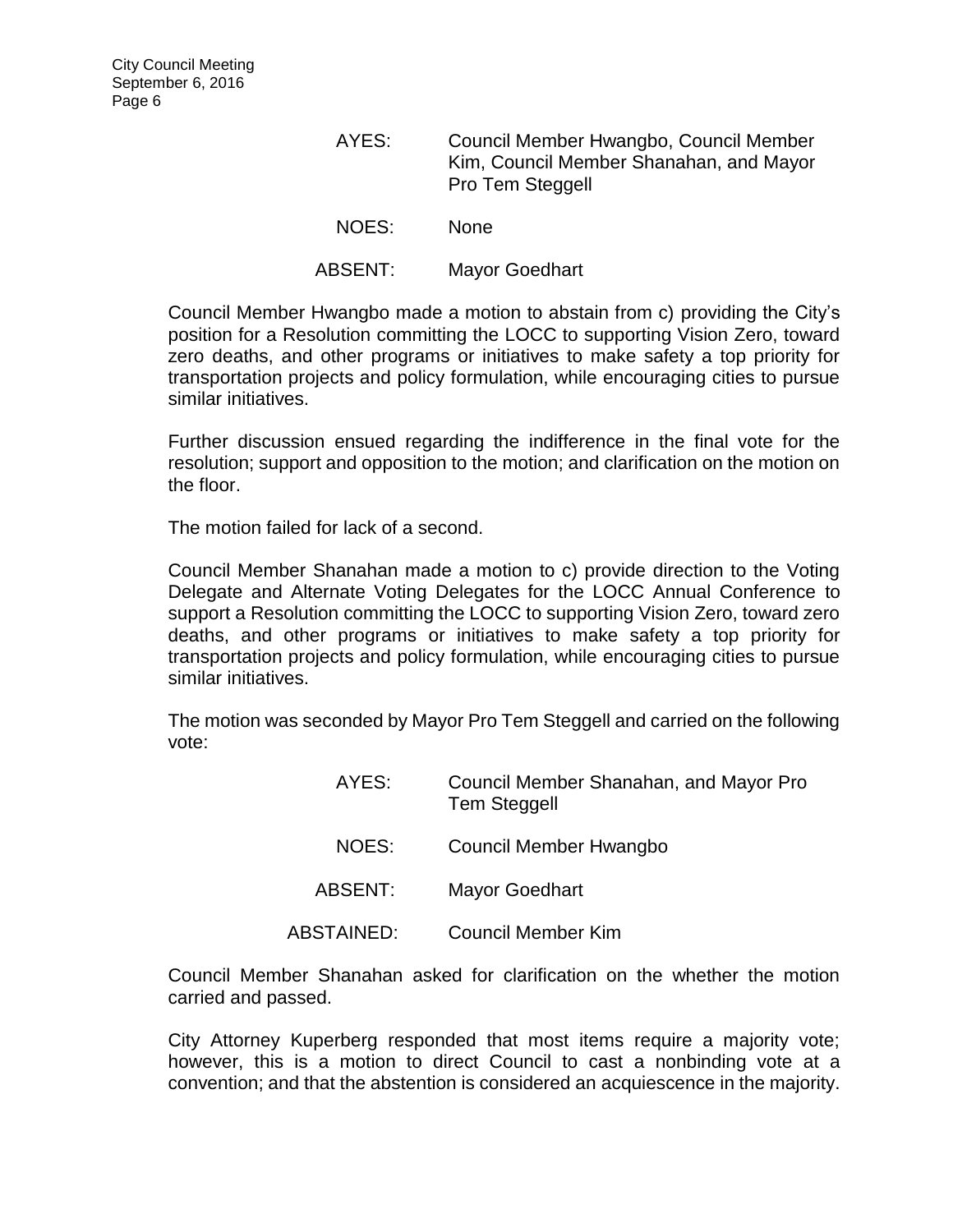AYES: Council Member Hwangbo, Council Member Kim, Council Member Shanahan, and Mayor Pro Tem Steggell

NOES: None

ABSENT: Mayor Goedhart

Council Member Hwangbo made a motion to abstain from c) providing the City's position for a Resolution committing the LOCC to supporting Vision Zero, toward zero deaths, and other programs or initiatives to make safety a top priority for transportation projects and policy formulation, while encouraging cities to pursue similar initiatives.

Further discussion ensued regarding the indifference in the final vote for the resolution; support and opposition to the motion; and clarification on the motion on the floor.

The motion failed for lack of a second.

Council Member Shanahan made a motion to c) provide direction to the Voting Delegate and Alternate Voting Delegates for the LOCC Annual Conference to support a Resolution committing the LOCC to supporting Vision Zero, toward zero deaths, and other programs or initiatives to make safety a top priority for transportation projects and policy formulation, while encouraging cities to pursue similar initiatives.

The motion was seconded by Mayor Pro Tem Steggell and carried on the following vote:

AYES: Council Member Shanahan, and Mayor Pro Tem Steggell

NOES: Council Member Hwangbo

ABSENT: Mayor Goedhart

ABSTAINED: Council Member Kim

Council Member Shanahan asked for clarification on the whether the motion carried and passed.

City Attorney Kuperberg responded that most items require a majority vote; however, this is a motion to direct Council to cast a nonbinding vote at a convention; and that the abstention is considered an acquiescence in the majority.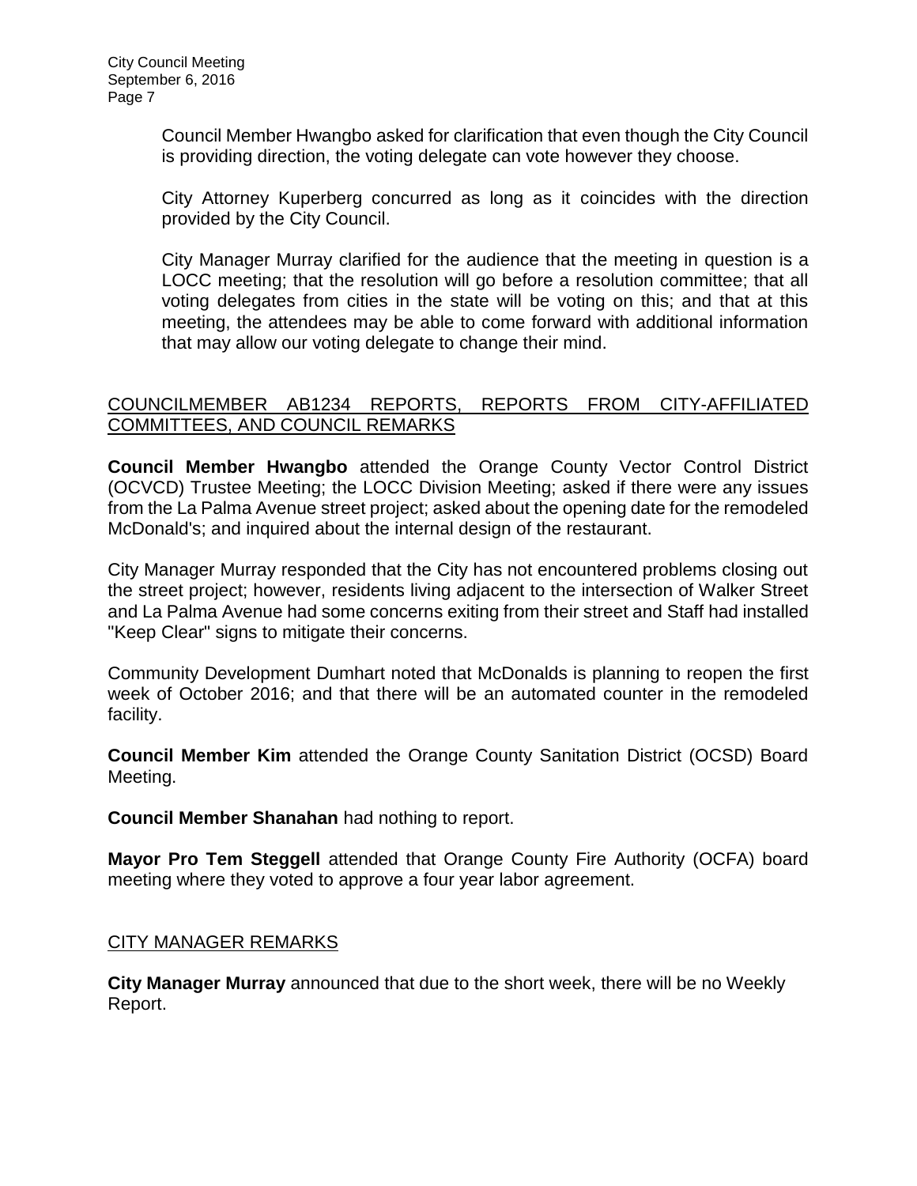Council Member Hwangbo asked for clarification that even though the City Council is providing direction, the voting delegate can vote however they choose.

City Attorney Kuperberg concurred as long as it coincides with the direction provided by the City Council.

City Manager Murray clarified for the audience that the meeting in question is a LOCC meeting; that the resolution will go before a resolution committee; that all voting delegates from cities in the state will be voting on this; and that at this meeting, the attendees may be able to come forward with additional information that may allow our voting delegate to change their mind.

## COUNCILMEMBER AB1234 REPORTS, REPORTS FROM CITY-AFFILIATED COMMITTEES, AND COUNCIL REMARKS

**Council Member Hwangbo** attended the Orange County Vector Control District (OCVCD) Trustee Meeting; the LOCC Division Meeting; asked if there were any issues from the La Palma Avenue street project; asked about the opening date for the remodeled McDonald's; and inquired about the internal design of the restaurant.

City Manager Murray responded that the City has not encountered problems closing out the street project; however, residents living adjacent to the intersection of Walker Street and La Palma Avenue had some concerns exiting from their street and Staff had installed "Keep Clear" signs to mitigate their concerns.

Community Development Dumhart noted that McDonalds is planning to reopen the first week of October 2016; and that there will be an automated counter in the remodeled facility.

**Council Member Kim** attended the Orange County Sanitation District (OCSD) Board Meeting.

**Council Member Shanahan** had nothing to report.

**Mayor Pro Tem Steggell** attended that Orange County Fire Authority (OCFA) board meeting where they voted to approve a four year labor agreement.

## CITY MANAGER REMARKS

**City Manager Murray** announced that due to the short week, there will be no Weekly Report.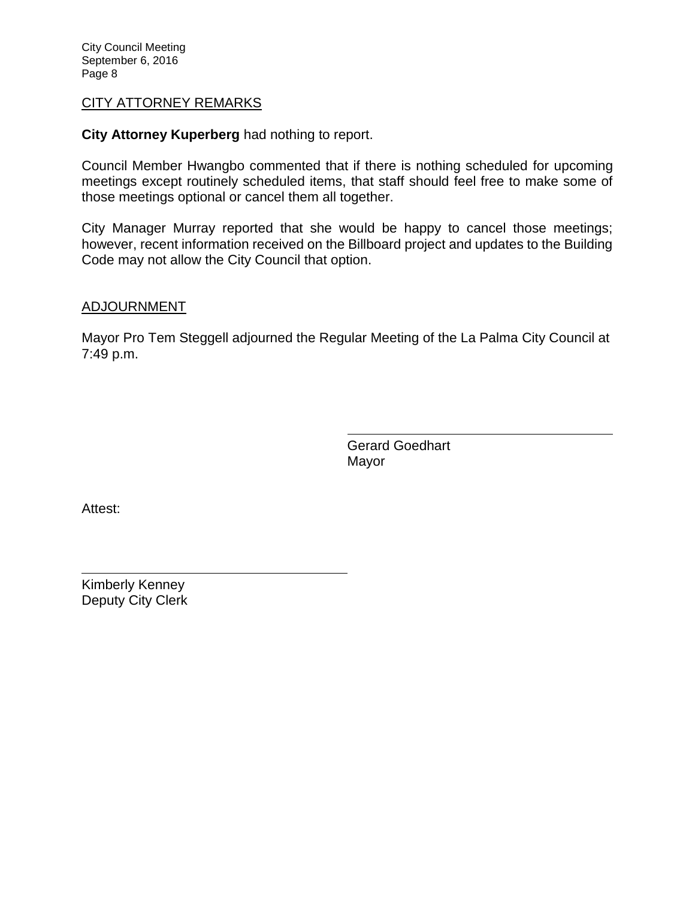## CITY ATTORNEY REMARKS

**City Attorney Kuperberg** had nothing to report.

Council Member Hwangbo commented that if there is nothing scheduled for upcoming meetings except routinely scheduled items, that staff should feel free to make some of those meetings optional or cancel them all together.

City Manager Murray reported that she would be happy to cancel those meetings; however, recent information received on the Billboard project and updates to the Building Code may not allow the City Council that option.

## ADJOURNMENT

Mayor Pro Tem Steggell adjourned the Regular Meeting of the La Palma City Council at 7:49 p.m.

Gerard Goedhart
Mayor

Attest:

Kimberly Kenney
Deputy City Clerk